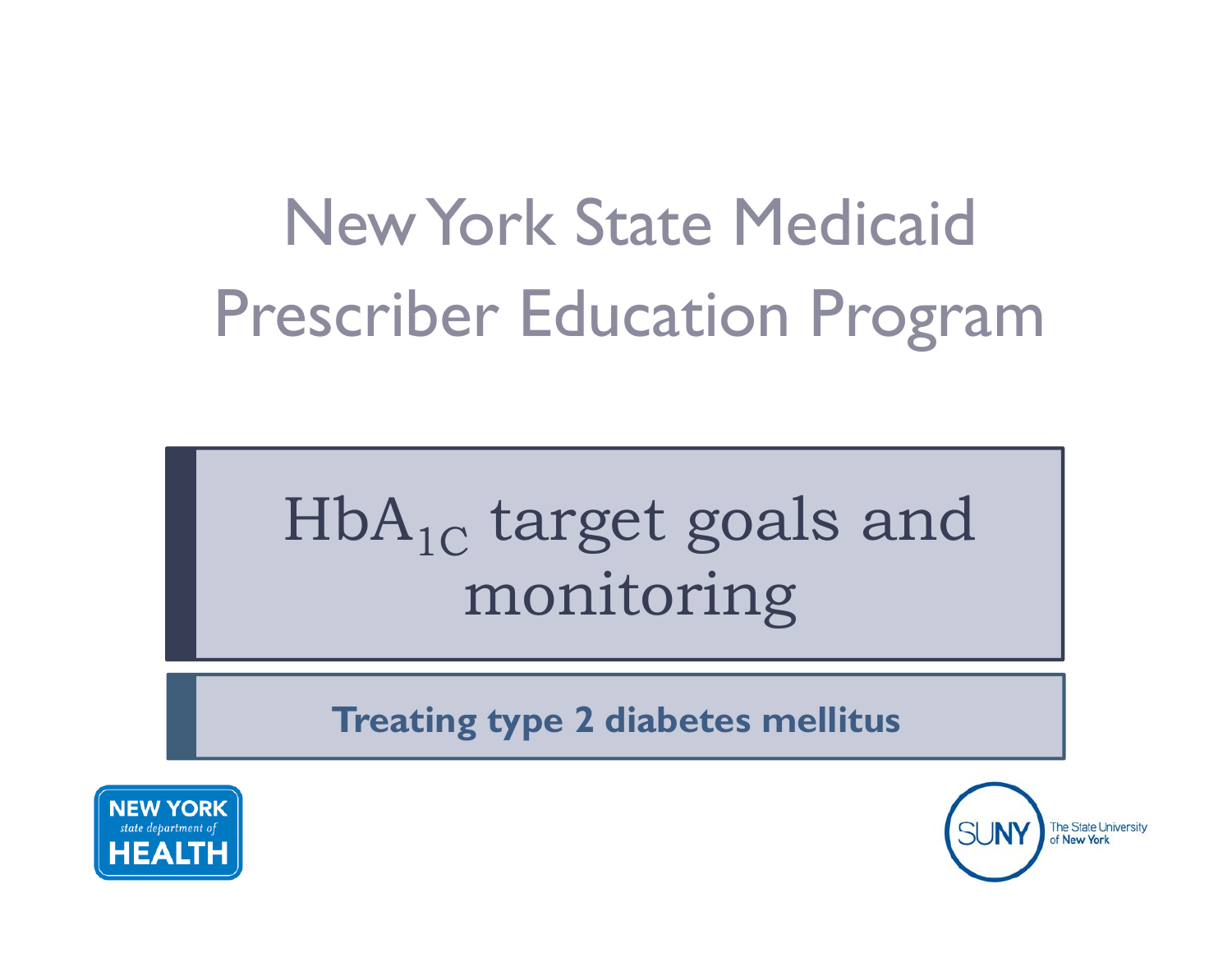# New York State Medicaid Prescriber Education Program

## $HbA_{1C}$ target goals and monitoring

**Treating type 2 diabetes mellitus**

NEW YORK *state department of* HEALTH

SUNY The State University of New York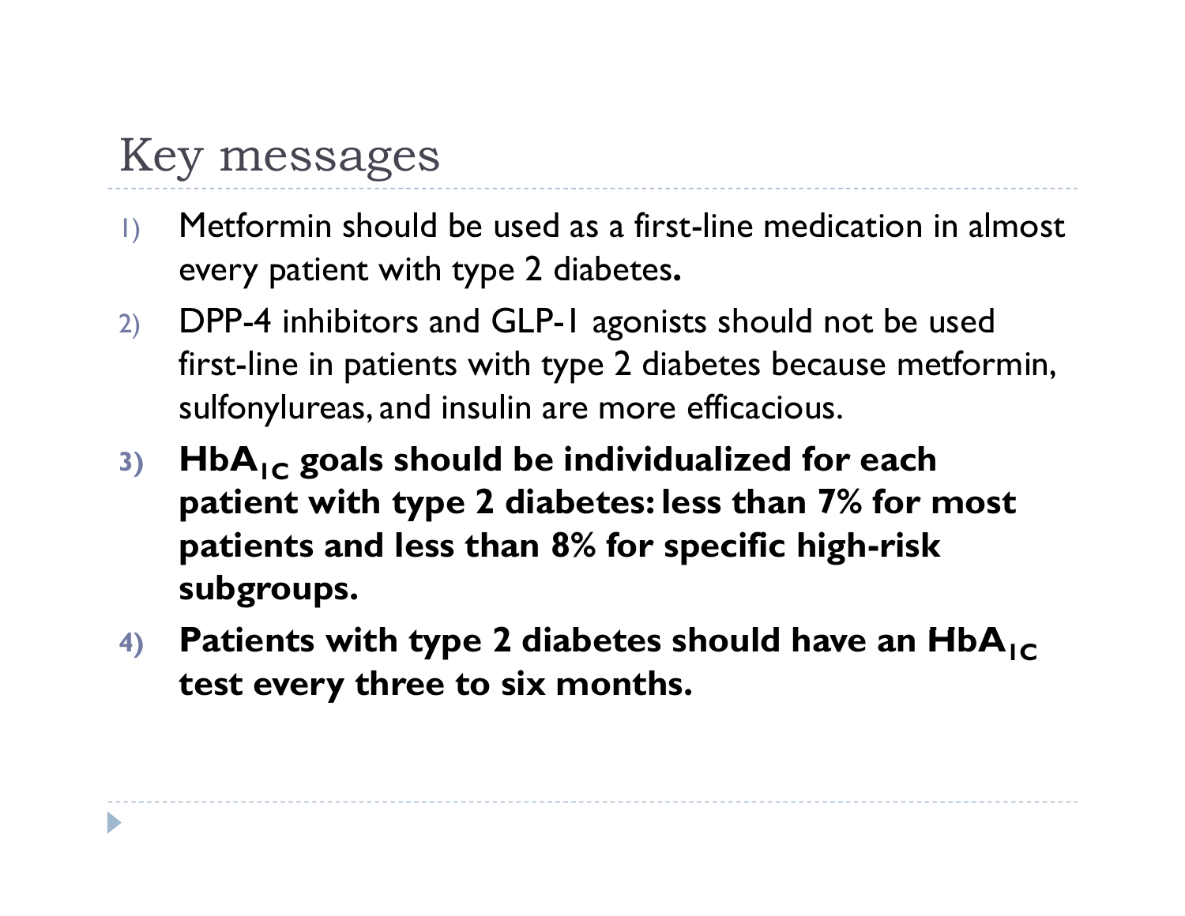# Key messages

1) Metformin should be used as a first-line medication in almost every patient with type 2 diabetes.
2) DPP-4 inhibitors and GLP-1 agonists should not be used first-line in patients with type 2 diabetes because metformin, sulfonylureas, and insulin are more efficacious.
3) **$HbA_{1C}$ goals should be individualized for each patient with type 2 diabetes: less than 7% for most patients and less than 8% for specific high-risk subgroups.**
4) **Patients with type 2 diabetes should have an $HbA_{1C}$ test every three to six months.**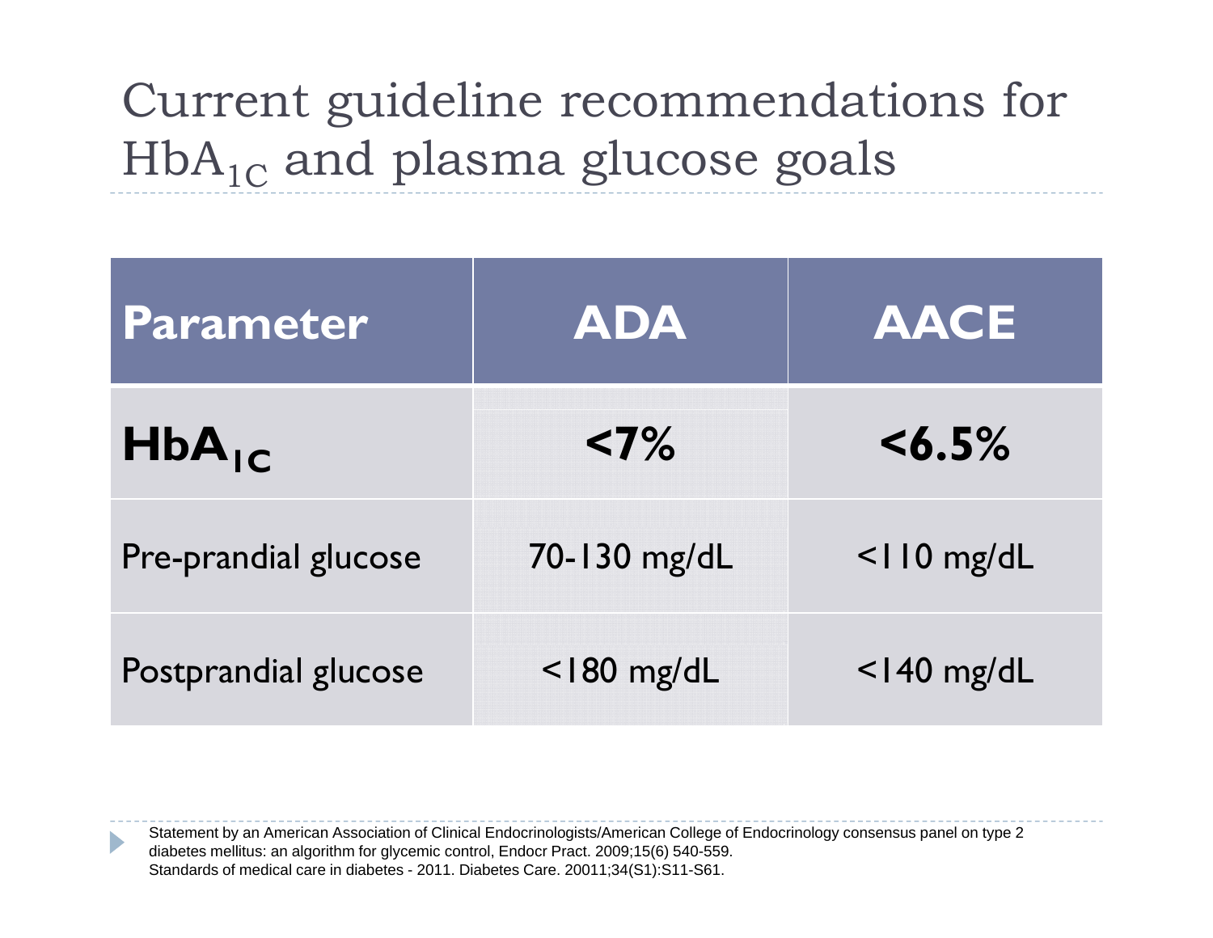# Current guideline recommendations for $HbA_{1C}$ and plasma glucose goals

| Parameter | ADA | AACE |
| --- | --- | --- |
| **$HbA_{1C}$** | **<7%** | **<6.5%** |
| Pre-prandial glucose | 70-130 mg/dL | <110 mg/dL |
| Postprandial glucose | <180 mg/dL | <140 mg/dL |

Statement by an American Association of Clinical Endocrinologists/American College of Endocrinology consensus panel on type 2 diabetes mellitus: an algorithm for glycemic control, Endocr Pract. 2009;15(6) 540-559.
Standards of medical care in diabetes - 2011. Diabetes Care. 20011;34(S1):S11-S61.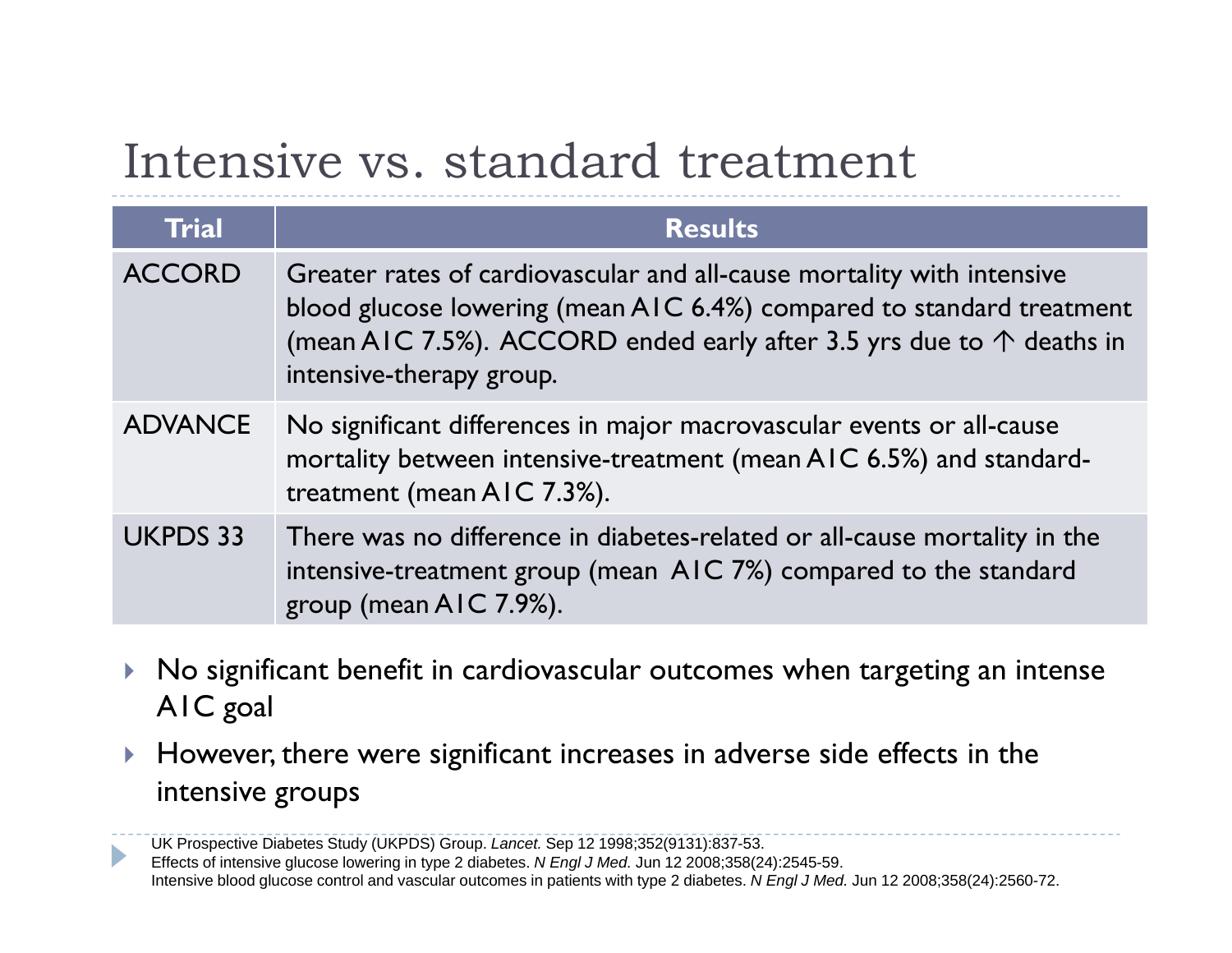# Intensive vs. standard treatment

| Trial | Results |
| --- | --- |
| ACCORD | Greater rates of cardiovascular and all-cause mortality with intensive blood glucose lowering (mean A1C 6.4%) compared to standard treatment (mean A1C 7.5%). ACCORD ended early after 3.5 yrs due to ↑ deaths in intensive-therapy group. |
| ADVANCE | No significant differences in major macrovascular events or all-cause mortality between intensive-treatment (mean A1C 6.5%) and standard-treatment (mean A1C 7.3%). |
| UKPDS 33 | There was no difference in diabetes-related or all-cause mortality in the intensive-treatment group (mean A1C 7%) compared to the standard group (mean A1C 7.9%). |

- No significant benefit in cardiovascular outcomes when targeting an intense A1C goal
- However, there were significant increases in adverse side effects in the intensive groups

UK Prospective Diabetes Study (UKPDS) Group. *Lancet.* Sep 12 1998;352(9131):837-53.
Effects of intensive glucose lowering in type 2 diabetes. *N Engl J Med.* Jun 12 2008;358(24):2545-59.
Intensive blood glucose control and vascular outcomes in patients with type 2 diabetes. *N Engl J Med.* Jun 12 2008;358(24):2560-72.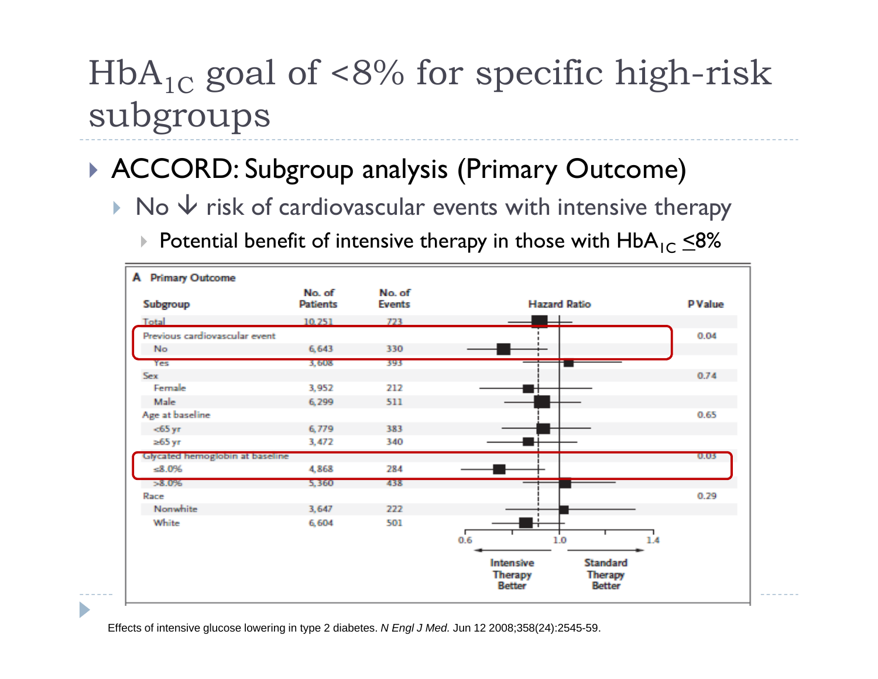# $HbA_{1C}$ goal of <8% for specific high-risk subgroups

- ACCORD: Subgroup analysis (Primary Outcome)
  - No ↓ risk of cardiovascular events with intensive therapy
    - Potential benefit of intensive therapy in those with $HbA_{1C}$ ≤8%

**A Primary Outcome**

| Subgroup | No. of Patients | No. of Events | P Value |
|---|---|---|---|
| Total | 10,251 | 723 | |
| Previous cardiovascular event | | | 0.04 |
| No | 6,643 | 330 | |
| Yes | 3,608 | 393 | |
| Sex | | | 0.74 |
| Female | 3,952 | 212 | |
| Male | 6,299 | 511 | |
| Age at baseline | | | 0.65 |
| <65 yr | 6,779 | 383 | |
| ≥65 yr | 3,472 | 340 | |
| Glycated hemoglobin at baseline | | | 0.03 |
| ≤8.0% | 4,868 | 284 | |
| >8.0% | 5,360 | 438 | |
| Race | | | 0.29 |
| Nonwhite | 3,647 | 222 | |
| White | 6,604 | 501 | |

Hazard Ratio (0.6 – 1.0 – 1.4): Intensive Therapy Better ← → Standard Therapy Better

Effects of intensive glucose lowering in type 2 diabetes. *N Engl J Med.* Jun 12 2008;358(24):2545-59.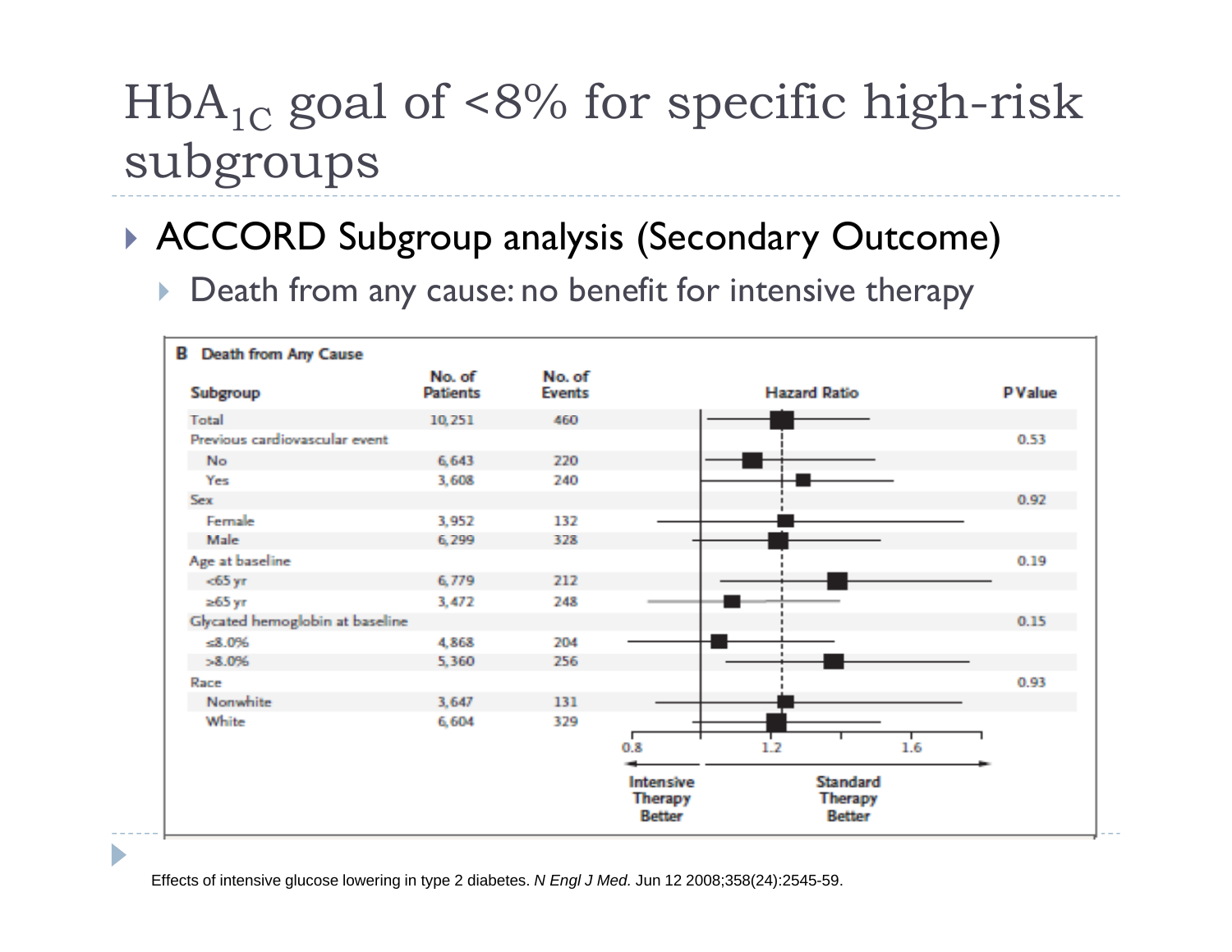# $HbA_{1C}$ goal of <8% for specific high-risk subgroups

- ACCORD Subgroup analysis (Secondary Outcome)
  - Death from any cause: no benefit for intensive therapy

**B Death from Any Cause**

| Subgroup | No. of Patients | No. of Events | P Value |
|---|---|---|---|
| Total | 10,251 | 460 | |
| Previous cardiovascular event | | | 0.53 |
| No | 6,643 | 220 | |
| Yes | 3,608 | 240 | |
| Sex | | | 0.92 |
| Female | 3,952 | 132 | |
| Male | 6,299 | 328 | |
| Age at baseline | | | 0.19 |
| <65 yr | 6,779 | 212 | |
| ≥65 yr | 3,472 | 248 | |
| Glycated hemoglobin at baseline | | | 0.15 |
| ≤8.0% | 4,868 | 204 | |
| >8.0% | 5,360 | 256 | |
| Race | | | 0.93 |
| Nonwhite | 3,647 | 131 | |
| White | 6,604 | 329 | |

Hazard Ratio axis: 0.8, 1.2, 1.6 — Intensive Therapy Better ← → Standard Therapy Better

Effects of intensive glucose lowering in type 2 diabetes. *N Engl J Med.* Jun 12 2008;358(24):2545-59.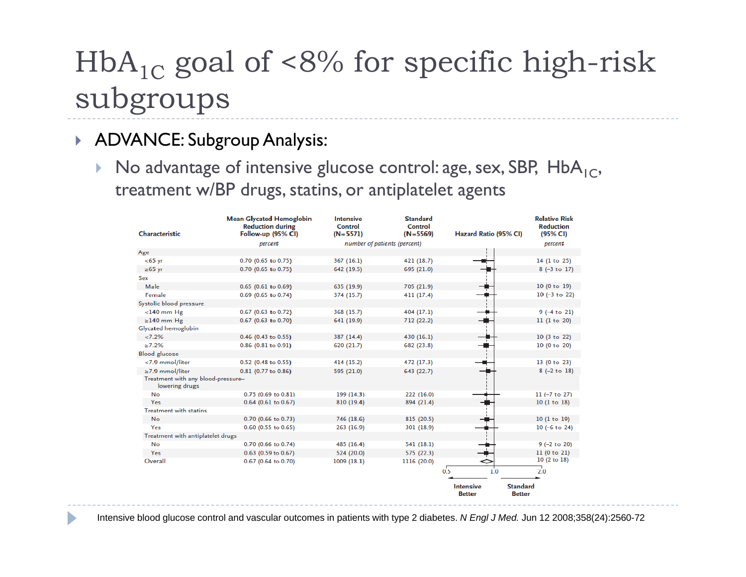# $HbA_{1C}$ goal of <8% for specific high-risk subgroups

- ADVANCE: Subgroup Analysis:
  - No advantage of intensive glucose control: age, sex, SBP, $HbA_{1C}$, treatment w/BP drugs, statins, or antiplatelet agents

| Characteristic | Mean Glycated Hemoglobin Reduction during Follow-up (95% CI) | Intensive Control (N=5571) | Standard Control (N=5569) | Relative Risk Reduction (95% CI) |
|---|---|---|---|---|
| | *percent* | *number of patients (percent)* | | *percent* |
| **Age** | | | | |
| <65 yr | 0.70 (0.65 to 0.75) | 367 (16.1) | 421 (18.7) | 14 (1 to 25) |
| ≥65 yr | 0.70 (0.65 to 0.75) | 642 (19.5) | 695 (21.0) | 8 (−3 to 17) |
| **Sex** | | | | |
| Male | 0.65 (0.61 to 0.69) | 635 (19.9) | 705 (21.9) | 10 (0 to 19) |
| Female | 0.69 (0.65 to 0.74) | 374 (15.7) | 411 (17.4) | 10 (−3 to 22) |
| **Systolic blood pressure** | | | | |
| <140 mm Hg | 0.67 (0.63 to 0.72) | 368 (15.7) | 404 (17.1) | 9 (−4 to 21) |
| ≥140 mm Hg | 0.67 (0.63 to 0.70) | 641 (19.9) | 712 (22.2) | 11 (1 to 20) |
| **Glycated hemoglobin** | | | | |
| <7.2% | 0.46 (0.43 to 0.55) | 387 (14.4) | 430 (16.1) | 10 (3 to 22) |
| ≥7.2% | 0.86 (0.81 to 0.91) | 620 (21.7) | 682 (23.8) | 10 (0 to 20) |
| **Blood glucose** | | | | |
| <7.9 mmol/liter | 0.52 (0.48 to 0.55) | 414 (15.2) | 472 (17.3) | 13 (0 to 23) |
| ≥7.9 mmol/liter | 0.81 (0.77 to 0.86) | 595 (21.0) | 643 (22.7) | 8 (−2 to 18) |
| **Treatment with any blood-pressure–lowering drugs** | | | | |
| No | 0.75 (0.69 to 0.81) | 199 (14.3) | 222 (16.0) | 11 (−7 to 27) |
| Yes | 0.64 (0.61 to 0.67) | 810 (19.4) | 894 (21.4) | 10 (1 to 18) |
| **Treatment with statins** | | | | |
| No | 0.70 (0.66 to 0.73) | 746 (18.6) | 815 (20.5) | 10 (1 to 19) |
| Yes | 0.60 (0.55 to 0.65) | 263 (16.9) | 301 (18.9) | 10 (−6 to 24) |
| **Treatment with antiplatelet drugs** | | | | |
| No | 0.70 (0.66 to 0.74) | 485 (16.4) | 541 (18.1) | 9 (−2 to 20) |
| Yes | 0.63 (0.59 to 0.67) | 524 (20.0) | 575 (22.3) | 11 (0 to 21) |
| **Overall** | 0.67 (0.64 to 0.70) | 1009 (18.1) | 1116 (20.0) | 10 (2 to 18) |

Hazard Ratio (95% CI): axis 0.5 – 1.0 – 2.0; Intensive Better ← → Standard Better

Intensive blood glucose control and vascular outcomes in patients with type 2 diabetes. *N Engl J Med.* Jun 12 2008;358(24):2560-72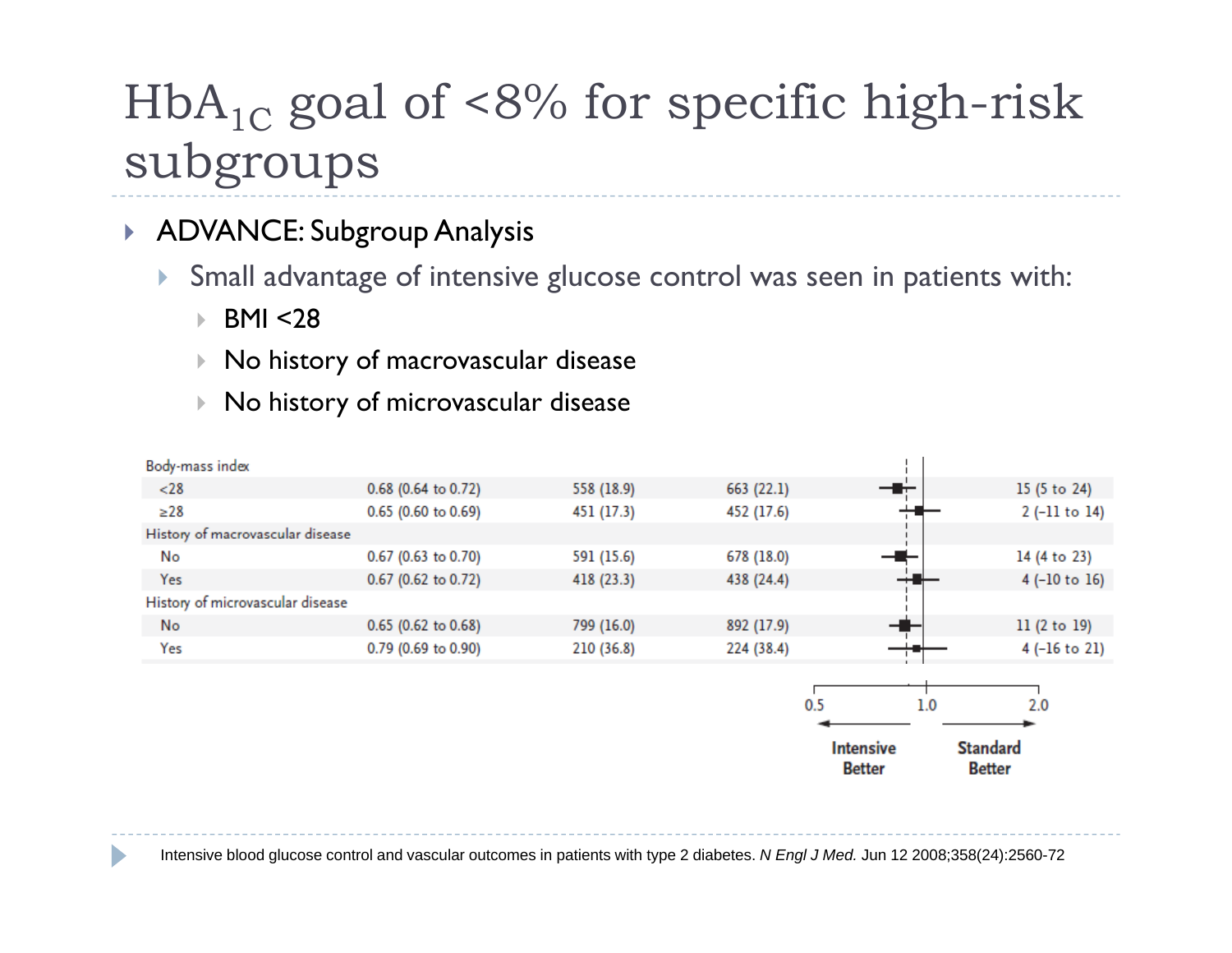# $HbA_{1C}$ goal of <8% for specific high-risk subgroups

- ADVANCE: Subgroup Analysis
  - Small advantage of intensive glucose control was seen in patients with:
    - BMI <28
    - No history of macrovascular disease
    - No history of microvascular disease

| Subgroup | | | | |
|---|---|---|---|---|
| Body-mass index | | | | |
| <28 | 0.68 (0.64 to 0.72) | 558 (18.9) | 663 (22.1) | 15 (5 to 24) |
| ≥28 | 0.65 (0.60 to 0.69) | 451 (17.3) | 452 (17.6) | 2 (−11 to 14) |
| History of macrovascular disease | | | | |
| No | 0.67 (0.63 to 0.70) | 591 (15.6) | 678 (18.0) | 14 (4 to 23) |
| Yes | 0.67 (0.62 to 0.72) | 418 (23.3) | 438 (24.4) | 4 (−10 to 16) |
| History of microvascular disease | | | | |
| No | 0.65 (0.62 to 0.68) | 799 (16.0) | 892 (17.9) | 11 (2 to 19) |
| Yes | 0.79 (0.69 to 0.90) | 210 (36.8) | 224 (38.4) | 4 (−16 to 21) |

Axis: 0.5 — 1.0 — 2.0; ← Intensive Better | Standard Better →

Intensive blood glucose control and vascular outcomes in patients with type 2 diabetes. *N Engl J Med.* Jun 12 2008;358(24):2560-72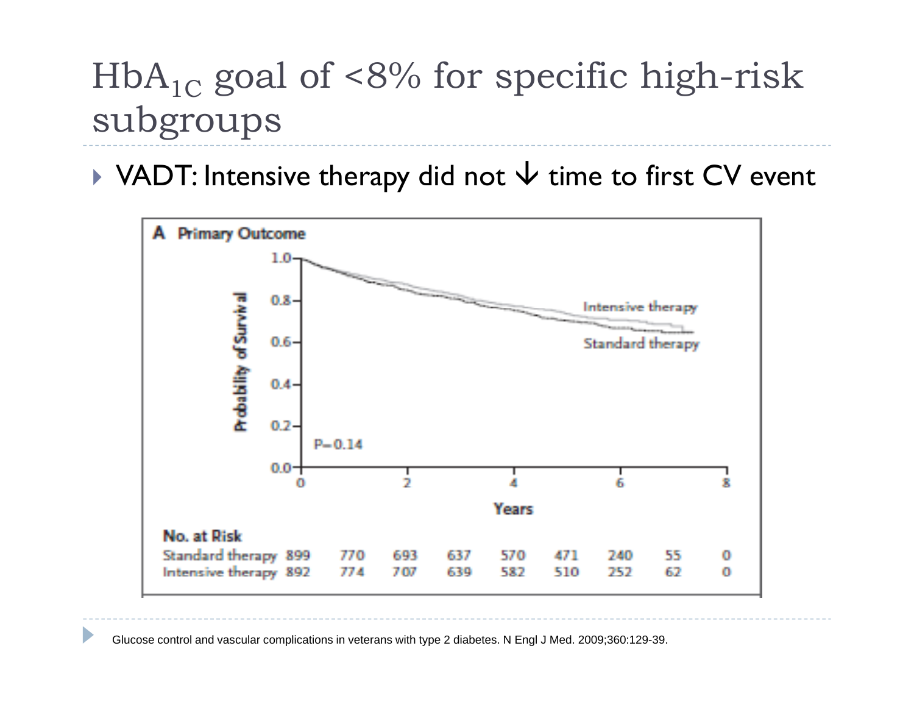# $HbA_{1C}$ goal of <8% for specific high-risk subgroups

- VADT: Intensive therapy did not ↓ time to first CV event

**A Primary Outcome**

Probability of Survival (y-axis: 0.0–1.0); Years (x-axis: 0–8); P=0.14

Curves: Intensive therapy; Standard therapy

**No. at Risk**

| | | | | | | | | | |
|---|---|---|---|---|---|---|---|---|---|
| Standard therapy | 899 | 770 | 693 | 637 | 570 | 471 | 240 | 55 | 0 |
| Intensive therapy | 892 | 774 | 707 | 639 | 582 | 510 | 252 | 62 | 0 |

Glucose control and vascular complications in veterans with type 2 diabetes. N Engl J Med. 2009;360:129-39.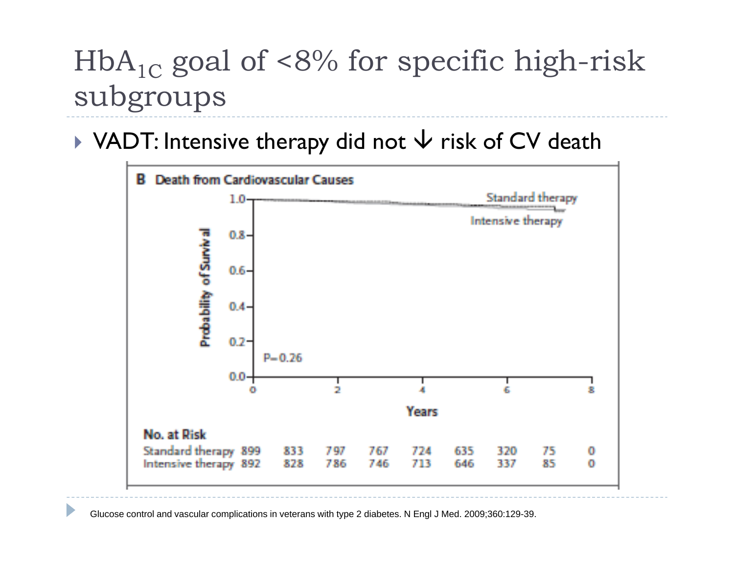# $HbA_{1C}$ goal of <8% for specific high-risk subgroups

- VADT: Intensive therapy did not ↓ risk of CV death

**B Death from Cardiovascular Causes**

P=0.26

**No. at Risk**

| Years | 0 | 1 | 2 | 3 | 4 | 5 | 6 | 7 | 8 |
|---|---|---|---|---|---|---|---|---|---|
| Standard therapy | 899 | 833 | 797 | 767 | 724 | 635 | 320 | 75 | 0 |
| Intensive therapy | 892 | 828 | 786 | 746 | 713 | 646 | 337 | 85 | 0 |

Glucose control and vascular complications in veterans with type 2 diabetes. N Engl J Med. 2009;360:129-39.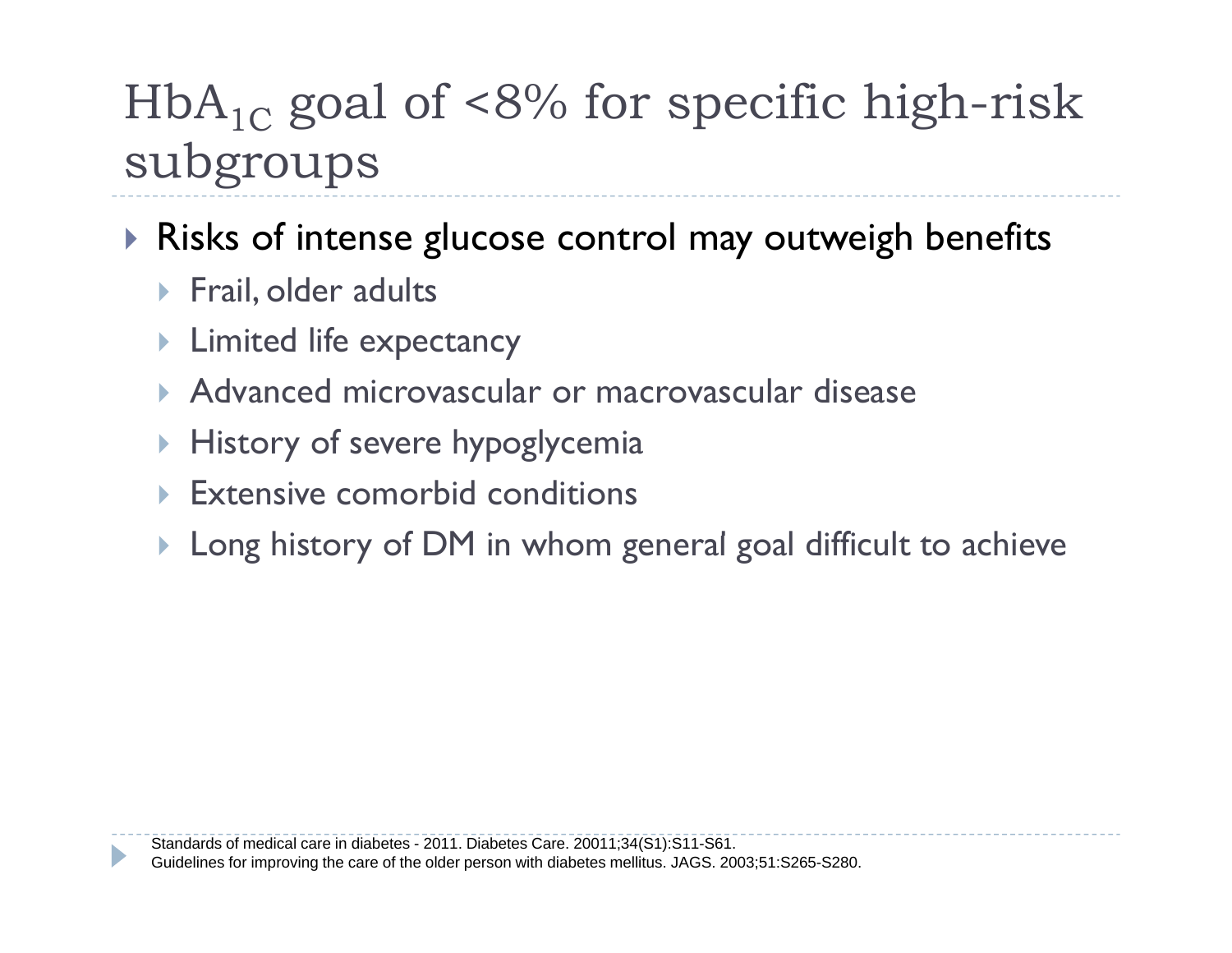# $HbA_{1C}$ goal of <8% for specific high-risk subgroups

- Risks of intense glucose control may outweigh benefits
  - Frail, older adults
  - Limited life expectancy
  - Advanced microvascular or macrovascular disease
  - History of severe hypoglycemia
  - Extensive comorbid conditions
  - Long history of DM in whom general goal difficult to achieve

Standards of medical care in diabetes - 2011. Diabetes Care. 20011;34(S1):S11-S61.
Guidelines for improving the care of the older person with diabetes mellitus. JAGS. 2003;51:S265-S280.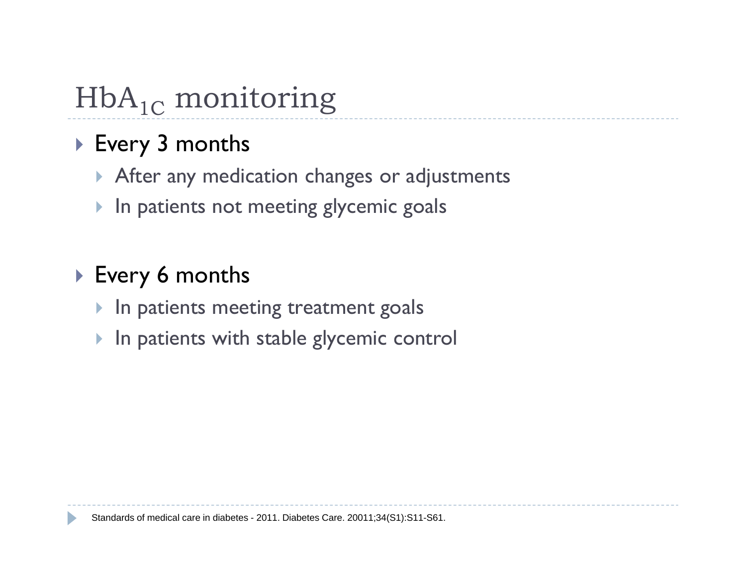# $HbA_{1C}$ monitoring

- Every 3 months
  - After any medication changes or adjustments
  - In patients not meeting glycemic goals

- Every 6 months
  - In patients meeting treatment goals
  - In patients with stable glycemic control

Standards of medical care in diabetes - 2011. Diabetes Care. 20011;34(S1):S11-S61.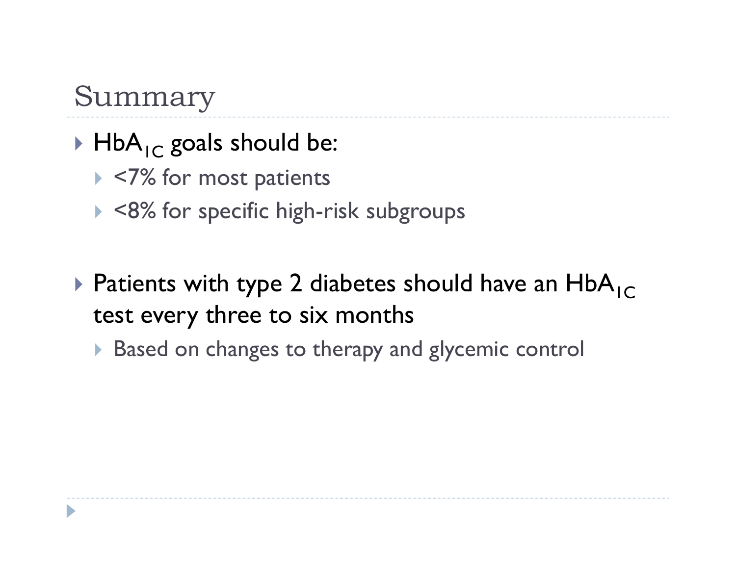# Summary

- $HbA_{1C}$ goals should be:
  - <7% for most patients
  - <8% for specific high-risk subgroups

- Patients with type 2 diabetes should have an $HbA_{1C}$ test every three to six months
  - Based on changes to therapy and glycemic control